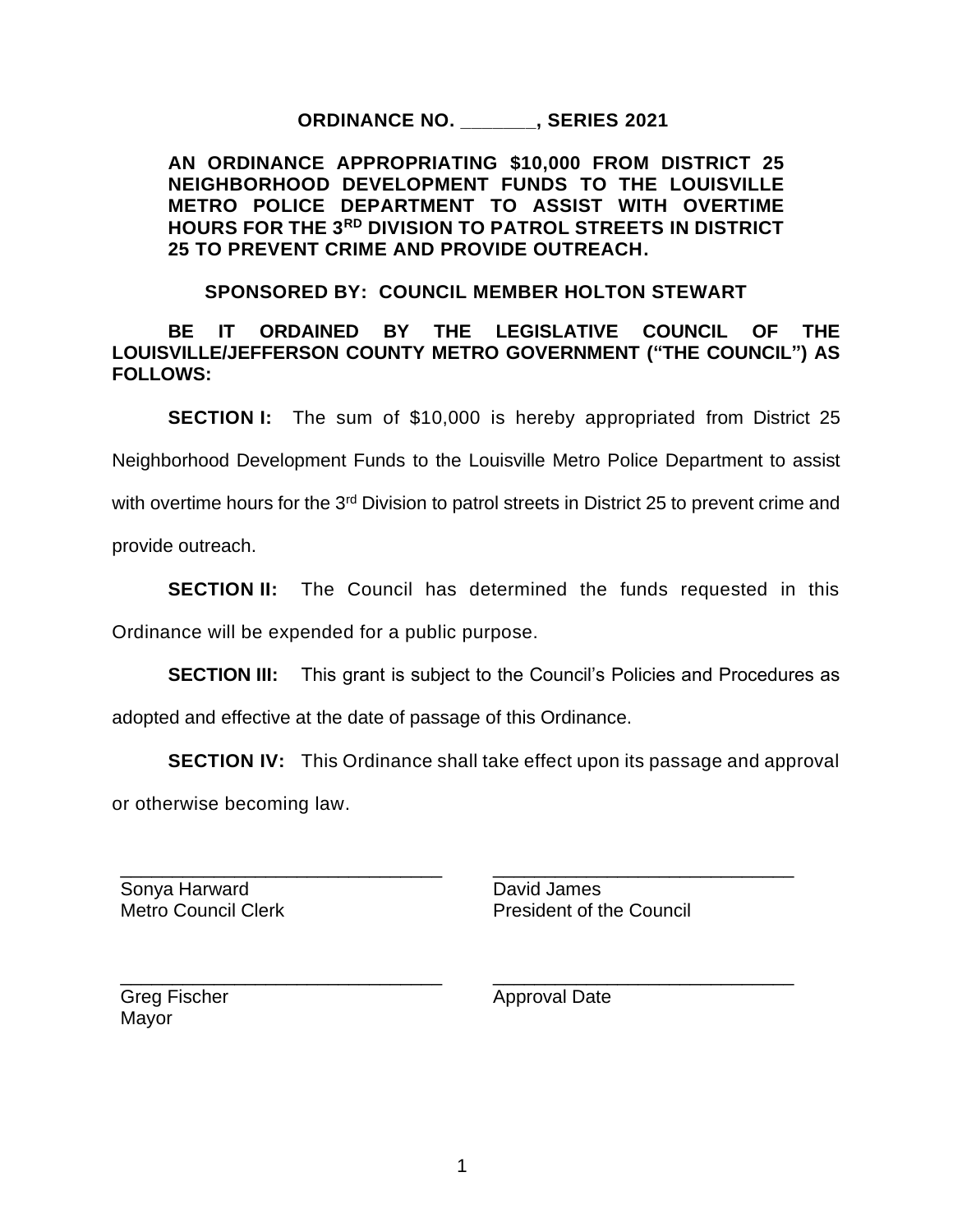**ORDINANCE NO. _______, SERIES 2021**

**AN ORDINANCE APPROPRIATING $10,000 FROM DISTRICT 25 NEIGHBORHOOD DEVELOPMENT FUNDS TO THE LOUISVILLE METRO POLICE DEPARTMENT TO ASSIST WITH OVERTIME HOURS FOR THE 3RD DIVISION TO PATROL STREETS IN DISTRICT 25 TO PREVENT CRIME AND PROVIDE OUTREACH.**

**SPONSORED BY: COUNCIL MEMBER HOLTON STEWART**

**BE IT ORDAINED BY THE LEGISLATIVE COUNCIL OF THE LOUISVILLE/JEFFERSON COUNTY METRO GOVERNMENT ("THE COUNCIL") AS FOLLOWS:**

**SECTION I:** The sum of $10,000 is hereby appropriated from District 25 Neighborhood Development Funds to the Louisville Metro Police Department to assist with overtime hours for the 3rd Division to patrol streets in District 25 to prevent crime and provide outreach.

**SECTION II:** The Council has determined the funds requested in this Ordinance will be expended for a public purpose.

**SECTION III:** This grant is subject to the Council's Policies and Procedures as adopted and effective at the date of passage of this Ordinance.

**SECTION IV:** This Ordinance shall take effect upon its passage and approval or otherwise becoming law.

_______________________________
Sonya Harward
Metro Council Clerk

_______________________________
David James
President of the Council

_______________________________
Greg Fischer
Mayor

_______________________________
Approval Date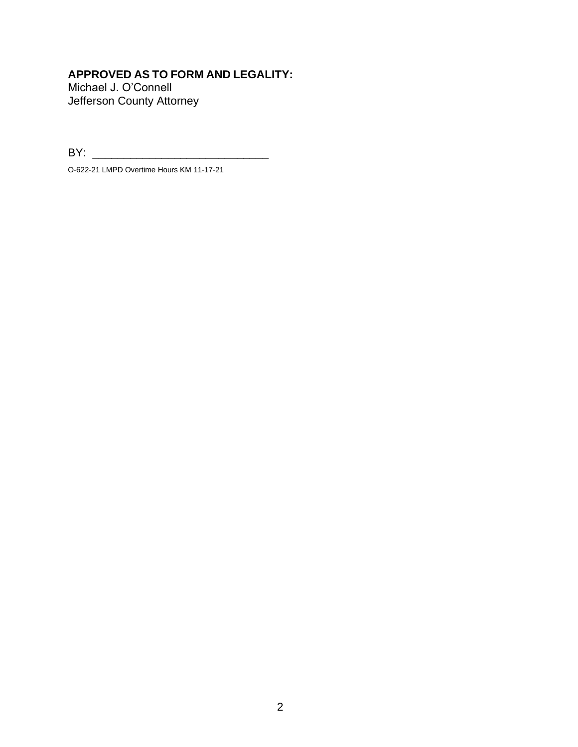**APPROVED AS TO FORM AND LEGALITY:**
Michael J. O'Connell
Jefferson County Attorney

BY: ____________________________

O-622-21 LMPD Overtime Hours KM 11-17-21